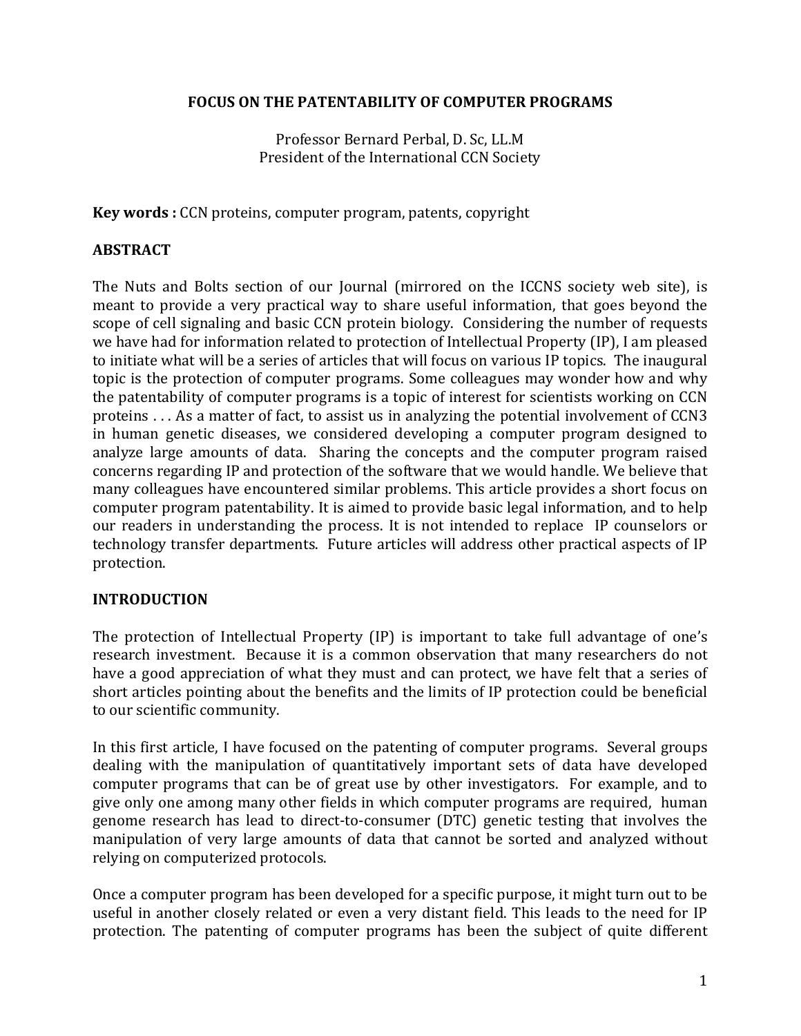# FOCUS ON THE PATENTABILITY OF COMPUTER PROGRAMS

Professor Bernard Perbal, D. Sc, LL.M
President of the International CCN Society

**Key words :** CCN proteins, computer program, patents, copyright

## ABSTRACT

The Nuts and Bolts section of our Journal (mirrored on the ICCNS society web site), is meant to provide a very practical way to share useful information, that goes beyond the scope of cell signaling and basic CCN protein biology. Considering the number of requests we have had for information related to protection of Intellectual Property (IP), I am pleased to initiate what will be a series of articles that will focus on various IP topics. The inaugural topic is the protection of computer programs. Some colleagues may wonder how and why the patentability of computer programs is a topic of interest for scientists working on CCN proteins . . . As a matter of fact, to assist us in analyzing the potential involvement of CCN3 in human genetic diseases, we considered developing a computer program designed to analyze large amounts of data. Sharing the concepts and the computer program raised concerns regarding IP and protection of the software that we would handle. We believe that many colleagues have encountered similar problems. This article provides a short focus on computer program patentability. It is aimed to provide basic legal information, and to help our readers in understanding the process. It is not intended to replace IP counselors or technology transfer departments. Future articles will address other practical aspects of IP protection.

## INTRODUCTION

The protection of Intellectual Property (IP) is important to take full advantage of one's research investment. Because it is a common observation that many researchers do not have a good appreciation of what they must and can protect, we have felt that a series of short articles pointing about the benefits and the limits of IP protection could be beneficial to our scientific community.

In this first article, I have focused on the patenting of computer programs. Several groups dealing with the manipulation of quantitatively important sets of data have developed computer programs that can be of great use by other investigators. For example, and to give only one among many other fields in which computer programs are required, human genome research has lead to direct-to-consumer (DTC) genetic testing that involves the manipulation of very large amounts of data that cannot be sorted and analyzed without relying on computerized protocols.

Once a computer program has been developed for a specific purpose, it might turn out to be useful in another closely related or even a very distant field. This leads to the need for IP protection. The patenting of computer programs has been the subject of quite different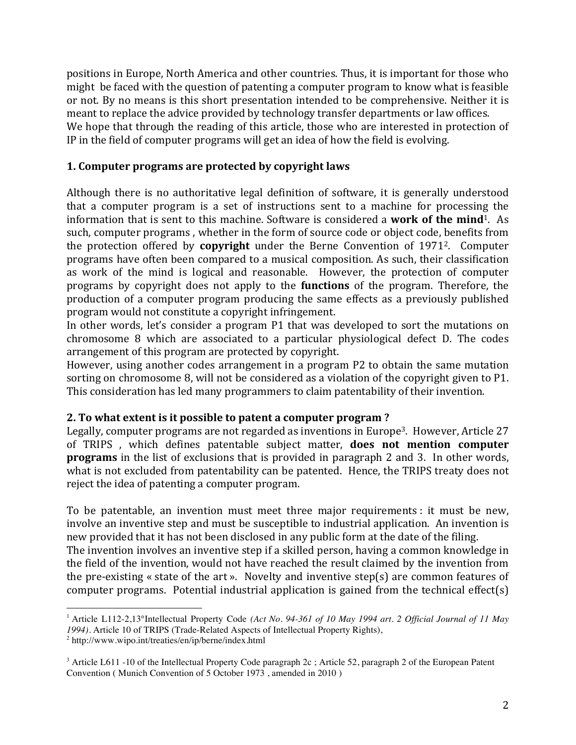positions in Europe, North America and other countries. Thus, it is important for those who might be faced with the question of patenting a computer program to know what is feasible or not. By no means is this short presentation intended to be comprehensive. Neither it is meant to replace the advice provided by technology transfer departments or law offices.
We hope that through the reading of this article, those who are interested in protection of IP in the field of computer programs will get an idea of how the field is evolving.

## 1. Computer programs are protected by copyright laws

Although there is no authoritative legal definition of software, it is generally understood that a computer program is a set of instructions sent to a machine for processing the information that is sent to this machine. Software is considered a **work of the mind**[1]. As such, computer programs , whether in the form of source code or object code, benefits from the protection offered by **copyright** under the Berne Convention of 1971[2]. Computer programs have often been compared to a musical composition. As such, their classification as work of the mind is logical and reasonable. However, the protection of computer programs by copyright does not apply to the **functions** of the program. Therefore, the production of a computer program producing the same effects as a previously published program would not constitute a copyright infringement.
In other words, let's consider a program P1 that was developed to sort the mutations on chromosome 8 which are associated to a particular physiological defect D. The codes arrangement of this program are protected by copyright.
However, using another codes arrangement in a program P2 to obtain the same mutation sorting on chromosome 8, will not be considered as a violation of the copyright given to P1. This consideration has led many programmers to claim patentability of their invention.

## 2. To what extent is it possible to patent a computer program ?

Legally, computer programs are not regarded as inventions in Europe[3]. However, Article 27 of TRIPS , which defines patentable subject matter, **does not mention computer programs** in the list of exclusions that is provided in paragraph 2 and 3. In other words, what is not excluded from patentability can be patented. Hence, the TRIPS treaty does not reject the idea of patenting a computer program.

To be patentable, an invention must meet three major requirements : it must be new, involve an inventive step and must be susceptible to industrial application. An invention is new provided that it has not been disclosed in any public form at the date of the filing.
The invention involves an inventive step if a skilled person, having a common knowledge in the field of the invention, would not have reached the result claimed by the invention from the pre-existing « state of the art ». Novelty and inventive step(s) are common features of computer programs. Potential industrial application is gained from the technical effect(s)

---

[1] Article L112-2,13°Intellectual Property Code *(Act No. 94-361 of 10 May 1994 art. 2 Official Journal of 11 May 1994)*. Article 10 of TRIPS (Trade-Related Aspects of Intellectual Property Rights),

[2] http://www.wipo.int/treaties/en/ip/berne/index.html

[3] Article L611 -10 of the Intellectual Property Code paragraph 2c ; Article 52, paragraph 2 of the European Patent Convention ( Munich Convention of 5 October 1973 , amended in 2010 )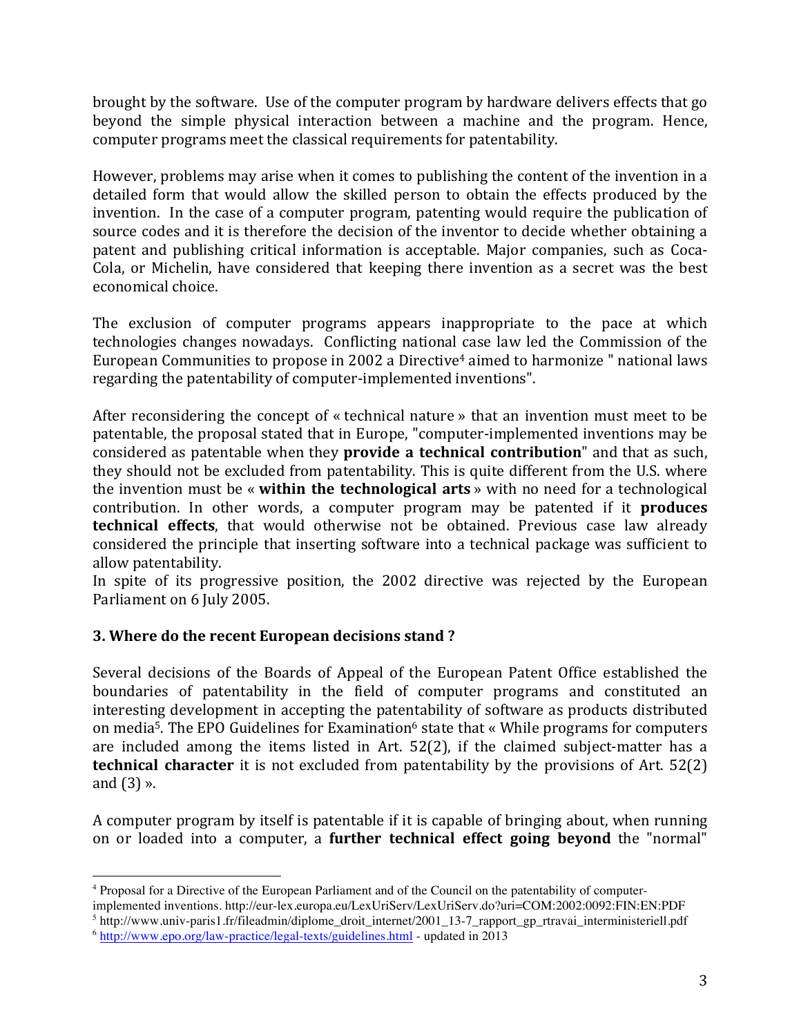brought by the software. Use of the computer program by hardware delivers effects that go beyond the simple physical interaction between a machine and the program. Hence, computer programs meet the classical requirements for patentability.

However, problems may arise when it comes to publishing the content of the invention in a detailed form that would allow the skilled person to obtain the effects produced by the invention. In the case of a computer program, patenting would require the publication of source codes and it is therefore the decision of the inventor to decide whether obtaining a patent and publishing critical information is acceptable. Major companies, such as Coca-Cola, or Michelin, have considered that keeping there invention as a secret was the best economical choice.

The exclusion of computer programs appears inappropriate to the pace at which technologies changes nowadays. Conflicting national case law led the Commission of the European Communities to propose in 2002 a Directive[4] aimed to harmonize " national laws regarding the patentability of computer-implemented inventions".

After reconsidering the concept of « technical nature » that an invention must meet to be patentable, the proposal stated that in Europe, "computer-implemented inventions may be considered as patentable when they **provide a technical contribution**" and that as such, they should not be excluded from patentability. This is quite different from the U.S. where the invention must be « **within the technological arts** » with no need for a technological contribution. In other words, a computer program may be patented if it **produces technical effects**, that would otherwise not be obtained. Previous case law already considered the principle that inserting software into a technical package was sufficient to allow patentability.
In spite of its progressive position, the 2002 directive was rejected by the European Parliament on 6 July 2005.

## 3. Where do the recent European decisions stand ?

Several decisions of the Boards of Appeal of the European Patent Office established the boundaries of patentability in the field of computer programs and constituted an interesting development in accepting the patentability of software as products distributed on media[5]. The EPO Guidelines for Examination[6] state that « While programs for computers are included among the items listed in Art. 52(2), if the claimed subject-matter has a **technical character** it is not excluded from patentability by the provisions of Art. 52(2) and (3) ».

A computer program by itself is patentable if it is capable of bringing about, when running on or loaded into a computer, a **further technical effect going beyond** the "normal"

---

[4] Proposal for a Directive of the European Parliament and of the Council on the patentability of computer-implemented inventions. http://eur-lex.europa.eu/LexUriServ/LexUriServ.do?uri=COM:2002:0092:FIN:EN:PDF

[5] http://www.univ-paris1.fr/fileadmin/diplome_droit_internet/2001_13-7_rapport_gp_rtravai_interministeriell.pdf

[6] http://www.epo.org/law-practice/legal-texts/guidelines.html - updated in 2013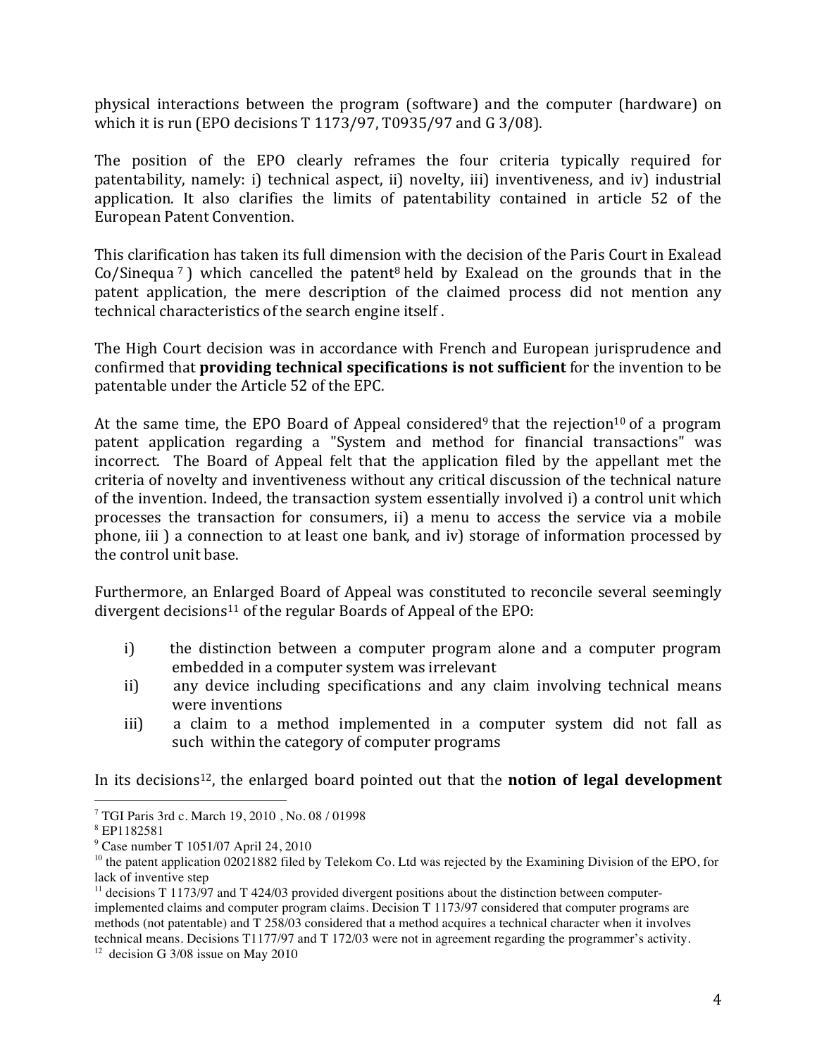physical interactions between the program (software) and the computer (hardware) on which it is run (EPO decisions T 1173/97, T0935/97 and G 3/08).

The position of the EPO clearly reframes the four criteria typically required for patentability, namely: i) technical aspect, ii) novelty, iii) inventiveness, and iv) industrial application. It also clarifies the limits of patentability contained in article 52 of the European Patent Convention.

This clarification has taken its full dimension with the decision of the Paris Court in Exalead Co/Sinequa [7] ) which cancelled the patent[8] held by Exalead on the grounds that in the patent application, the mere description of the claimed process did not mention any technical characteristics of the search engine itself .

The High Court decision was in accordance with French and European jurisprudence and confirmed that **providing technical specifications is not sufficient** for the invention to be patentable under the Article 52 of the EPC.

At the same time, the EPO Board of Appeal considered[9] that the rejection[10] of a program patent application regarding a "System and method for financial transactions" was incorrect. The Board of Appeal felt that the application filed by the appellant met the criteria of novelty and inventiveness without any critical discussion of the technical nature of the invention. Indeed, the transaction system essentially involved i) a control unit which processes the transaction for consumers, ii) a menu to access the service via a mobile phone, iii ) a connection to at least one bank, and iv) storage of information processed by the control unit base.

Furthermore, an Enlarged Board of Appeal was constituted to reconcile several seemingly divergent decisions[11] of the regular Boards of Appeal of the EPO:

i) the distinction between a computer program alone and a computer program embedded in a computer system was irrelevant
ii) any device including specifications and any claim involving technical means were inventions
iii) a claim to a method implemented in a computer system did not fall as such within the category of computer programs

In its decisions[12], the enlarged board pointed out that the **notion of legal development**

---

[7] TGI Paris 3rd c. March 19, 2010 , No. 08 / 01998

[8] EP1182581

[9] Case number T 1051/07 April 24, 2010

[10] the patent application 02021882 filed by Telekom Co. Ltd was rejected by the Examining Division of the EPO, for lack of inventive step

[11] decisions T 1173/97 and T 424/03 provided divergent positions about the distinction between computer-implemented claims and computer program claims. Decision T 1173/97 considered that computer programs are methods (not patentable) and T 258/03 considered that a method acquires a technical character when it involves technical means. Decisions T1177/97 and T 172/03 were not in agreement regarding the programmer's activity.

[12] decision G 3/08 issue on May 2010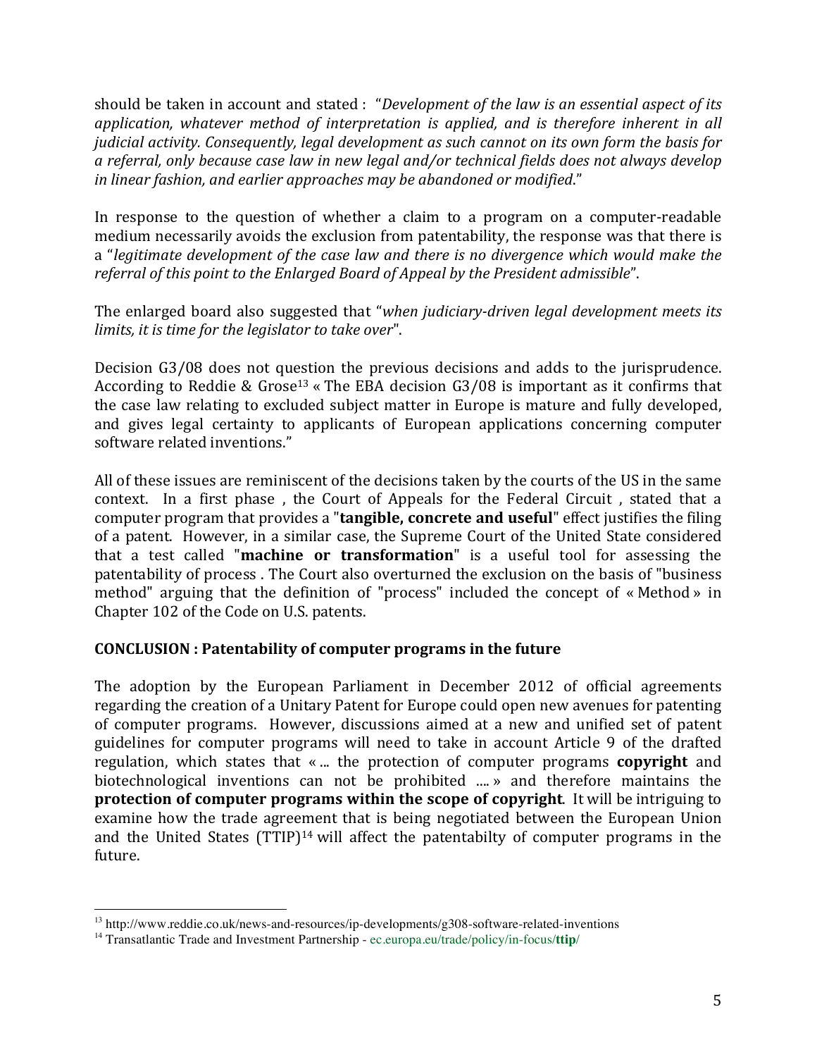should be taken in account and stated : "*Development of the law is an essential aspect of its application, whatever method of interpretation is applied, and is therefore inherent in all judicial activity. Consequently, legal development as such cannot on its own form the basis for a referral, only because case law in new legal and/or technical fields does not always develop in linear fashion, and earlier approaches may be abandoned or modified*."

In response to the question of whether a claim to a program on a computer-readable medium necessarily avoids the exclusion from patentability, the response was that there is a "*legitimate development of the case law and there is no divergence which would make the referral of this point to the Enlarged Board of Appeal by the President admissible*".

The enlarged board also suggested that "*when judiciary-driven legal development meets its limits, it is time for the legislator to take over*".

Decision G3/08 does not question the previous decisions and adds to the jurisprudence. According to Reddie & Grose[13] « The EBA decision G3/08 is important as it confirms that the case law relating to excluded subject matter in Europe is mature and fully developed, and gives legal certainty to applicants of European applications concerning computer software related inventions."

All of these issues are reminiscent of the decisions taken by the courts of the US in the same context. In a first phase , the Court of Appeals for the Federal Circuit , stated that a computer program that provides a "**tangible, concrete and useful**" effect justifies the filing of a patent. However, in a similar case, the Supreme Court of the United State considered that a test called "**machine or transformation**" is a useful tool for assessing the patentability of process . The Court also overturned the exclusion on the basis of "business method" arguing that the definition of "process" included the concept of « Method » in Chapter 102 of the Code on U.S. patents.

**CONCLUSION : Patentability of computer programs in the future**

The adoption by the European Parliament in December 2012 of official agreements regarding the creation of a Unitary Patent for Europe could open new avenues for patenting of computer programs. However, discussions aimed at a new and unified set of patent guidelines for computer programs will need to take in account Article 9 of the drafted regulation, which states that « ... the protection of computer programs **copyright** and biotechnological inventions can not be prohibited .... » and therefore maintains the **protection of computer programs within the scope of copyright**. It will be intriguing to examine how the trade agreement that is being negotiated between the European Union and the United States (TTIP)[14] will affect the patentabilty of computer programs in the future.

[13] http://www.reddie.co.uk/news-and-resources/ip-developments/g308-software-related-inventions

[14] Transatlantic Trade and Investment Partnership - ec.europa.eu/trade/policy/in-focus/**ttip**/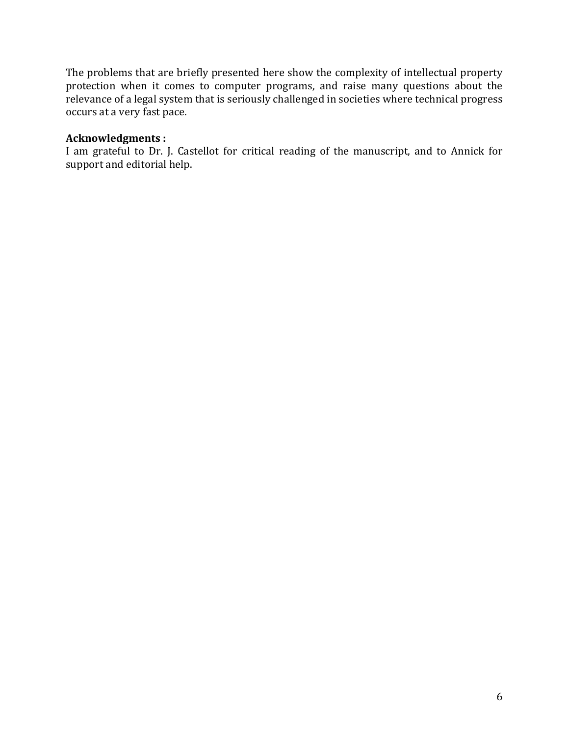The problems that are briefly presented here show the complexity of intellectual property protection when it comes to computer programs, and raise many questions about the relevance of a legal system that is seriously challenged in societies where technical progress occurs at a very fast pace.

**Acknowledgments :**

I am grateful to Dr. J. Castellot for critical reading of the manuscript, and to Annick for support and editorial help.